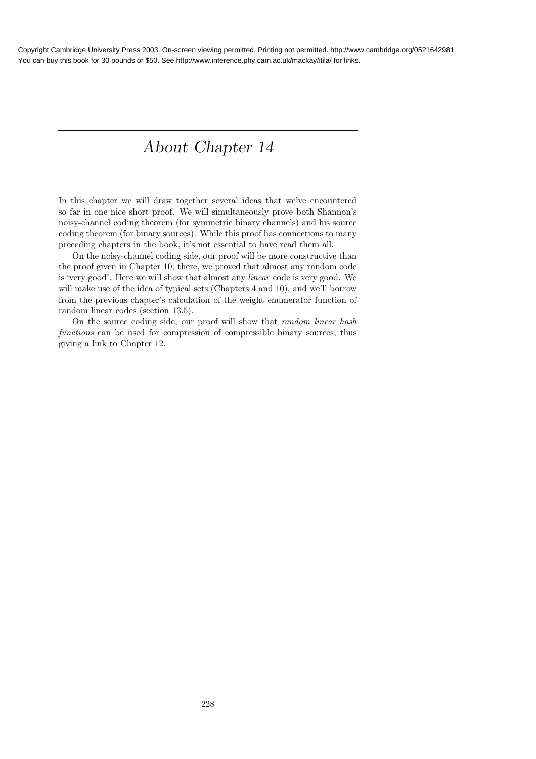# About Chapter 14

In this chapter we will draw together several ideas that we've encountered so far in one nice short proof. We will simultaneously prove both Shannon's noisy-channel coding theorem (for symmetric binary channels) and his source coding theorem (for binary sources). While this proof has connections to many preceding chapters in the book, it's not essential to have read them all.

On the noisy-channel coding side, our proof will be more constructive than the proof given in Chapter 10; there, we proved that almost any random code is 'very good'. Here we will show that almost any *linear* code is very good. We will make use of the idea of typical sets (Chapters 4 and 10), and we'll borrow from the previous chapter's calculation of the weight enumerator function of random linear codes (section 13.5).

On the source coding side, our proof will show that *random linear hash functions* can be used for compression of compressible binary sources, thus giving a link to Chapter 12.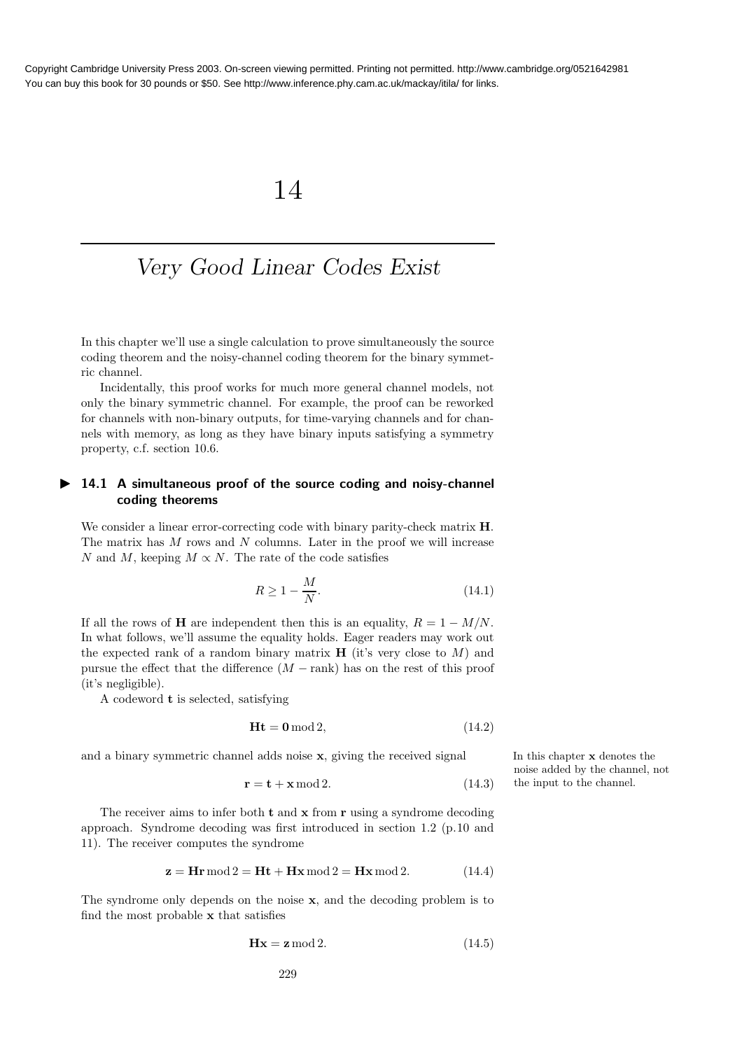# 14

# *Very Good Linear Codes Exist*

In this chapter we'll use a single calculation to prove simultaneously the source coding theorem and the noisy-channel coding theorem for the binary symmetric channel.

Incidentally, this proof works for much more general channel models, not only the binary symmetric channel. For example, the proof can be reworked for channels with non-binary outputs, for time-varying channels and for channels with memory, as long as they have binary inputs satisfying a symmetry property, c.f. section 10.6.

## ▶ 14.1 A simultaneous proof of the source coding and noisy-channel coding theorems

We consider a linear error-correcting code with binary parity-check matrix $\mathbf{H}$. The matrix has $M$ rows and $N$ columns. Later in the proof we will increase $N$ and $M$, keeping $M \propto N$. The rate of the code satisfies

$$R \geq 1 - \frac{M}{N}. \tag{14.1}$$

If all the rows of $\mathbf{H}$ are independent then this is an equality, $R = 1 - M/N$. In what follows, we'll assume the equality holds. Eager readers may work out the expected rank of a random binary matrix $\mathbf{H}$ (it's very close to $M$) and pursue the effect that the difference $(M - \text{rank})$ has on the rest of this proof (it's negligible).

A codeword $\mathbf{t}$ is selected, satisfying

$$\mathbf{Ht} = \mathbf{0} \bmod 2, \tag{14.2}$$

and a binary symmetric channel adds noise $\mathbf{x}$, giving the received signal

$$\mathbf{r} = \mathbf{t} + \mathbf{x} \bmod 2. \tag{14.3}$$

In this chapter $\mathbf{x}$ denotes the noise added by the channel, not the input to the channel.

The receiver aims to infer both $\mathbf{t}$ and $\mathbf{x}$ from $\mathbf{r}$ using a syndrome decoding approach. Syndrome decoding was first introduced in section 1.2 (p.10 and 11). The receiver computes the syndrome

$$\mathbf{z} = \mathbf{Hr} \bmod 2 = \mathbf{Ht} + \mathbf{Hx} \bmod 2 = \mathbf{Hx} \bmod 2. \tag{14.4}$$

The syndrome only depends on the noise $\mathbf{x}$, and the decoding problem is to find the most probable $\mathbf{x}$ that satisfies

$$\mathbf{Hx} = \mathbf{z} \bmod 2. \tag{14.5}$$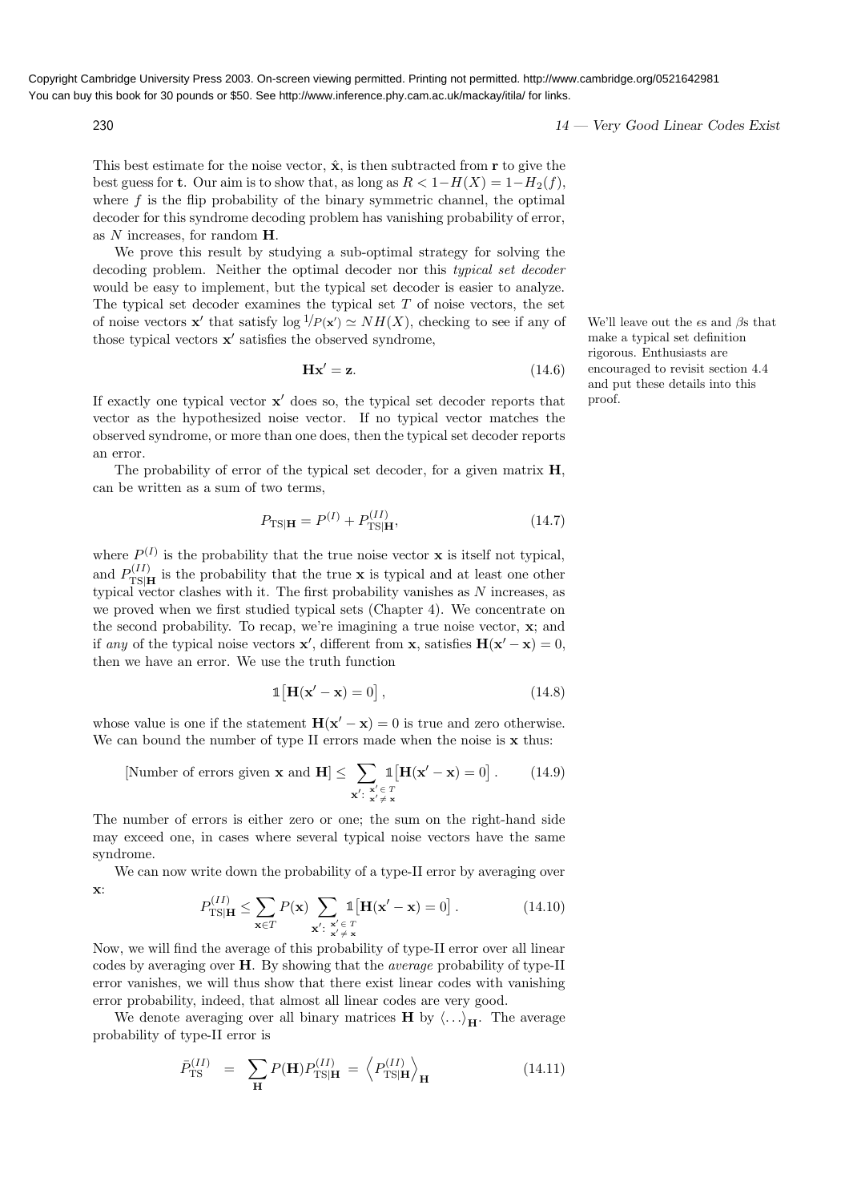This best estimate for the noise vector, $\hat{\mathbf{x}}$, is then subtracted from $\mathbf{r}$ to give the best guess for $\mathbf{t}$. Our aim is to show that, as long as $R < 1 - H(X) = 1 - H_2(f)$, where $f$ is the flip probability of the binary symmetric channel, the optimal decoder for this syndrome decoding problem has vanishing probability of error, as $N$ increases, for random $\mathbf{H}$.

We prove this result by studying a sub-optimal strategy for solving the decoding problem. Neither the optimal decoder nor this *typical set decoder* would be easy to implement, but the typical set decoder is easier to analyze. The typical set decoder examines the typical set $T$ of noise vectors, the set of noise vectors $\mathbf{x}'$ that satisfy $\log 1/P(\mathbf{x}') \simeq NH(X)$, checking to see if any of those typical vectors $\mathbf{x}'$ satisfies the observed syndrome,

We'll leave out the $\epsilon$s and $\beta$s that make a typical set definition rigorous. Enthusiasts are encouraged to revisit section 4.4 and put these details into this proof.

$$\mathbf{H}\mathbf{x}' = \mathbf{z}. \tag{14.6}$$

If exactly one typical vector $\mathbf{x}'$ does so, the typical set decoder reports that vector as the hypothesized noise vector. If no typical vector matches the observed syndrome, or more than one does, then the typical set decoder reports an error.

The probability of error of the typical set decoder, for a given matrix $\mathbf{H}$, can be written as a sum of two terms,

$$P_{\mathrm{TS}|\mathbf{H}} = P^{(I)} + P^{(II)}_{\mathrm{TS}|\mathbf{H}}, \tag{14.7}$$

where $P^{(I)}$ is the probability that the true noise vector $\mathbf{x}$ is itself not typical, and $P^{(II)}_{\mathrm{TS}|\mathbf{H}}$ is the probability that the true $\mathbf{x}$ is typical and at least one other typical vector clashes with it. The first probability vanishes as $N$ increases, as we proved when we first studied typical sets (Chapter 4). We concentrate on the second probability. To recap, we're imagining a true noise vector, $\mathbf{x}$; and if *any* of the typical noise vectors $\mathbf{x}'$, different from $\mathbf{x}$, satisfies $\mathbf{H}(\mathbf{x}' - \mathbf{x}) = 0$, then we have an error. We use the truth function

$$\mathbb{1}\left[\mathbf{H}(\mathbf{x}' - \mathbf{x}) = 0\right], \tag{14.8}$$

whose value is one if the statement $\mathbf{H}(\mathbf{x}' - \mathbf{x}) = 0$ is true and zero otherwise. We can bound the number of type II errors made when the noise is $\mathbf{x}$ thus:

$$[\text{Number of errors given } \mathbf{x} \text{ and } \mathbf{H}] \leq \sum_{\mathbf{x}':\, \substack{\mathbf{x}' \in T \\ \mathbf{x}' \neq \mathbf{x}}} \mathbb{1}\left[\mathbf{H}(\mathbf{x}' - \mathbf{x}) = 0\right]. \tag{14.9}$$

The number of errors is either zero or one; the sum on the right-hand side may exceed one, in cases where several typical noise vectors have the same syndrome.

We can now write down the probability of a type-II error by averaging over $\mathbf{x}$:

$$P^{(II)}_{\mathrm{TS}|\mathbf{H}} \leq \sum_{\mathbf{x} \in T} P(\mathbf{x}) \sum_{\mathbf{x}':\, \substack{\mathbf{x}' \in T \\ \mathbf{x}' \neq \mathbf{x}}} \mathbb{1}\left[\mathbf{H}(\mathbf{x}' - \mathbf{x}) = 0\right]. \tag{14.10}$$

Now, we will find the average of this probability of type-II error over all linear codes by averaging over $\mathbf{H}$. By showing that the *average* probability of type-II error vanishes, we will thus show that there exist linear codes with vanishing error probability, indeed, that almost all linear codes are very good.

We denote averaging over all binary matrices $\mathbf{H}$ by $\langle \ldots \rangle_{\mathbf{H}}$. The average probability of type-II error is

$$\bar{P}^{(II)}_{\mathrm{TS}} \;=\; \sum_{\mathbf{H}} P(\mathbf{H}) P^{(II)}_{\mathrm{TS}|\mathbf{H}} \;=\; \left\langle P^{(II)}_{\mathrm{TS}|\mathbf{H}} \right\rangle_{\mathbf{H}} \tag{14.11}$$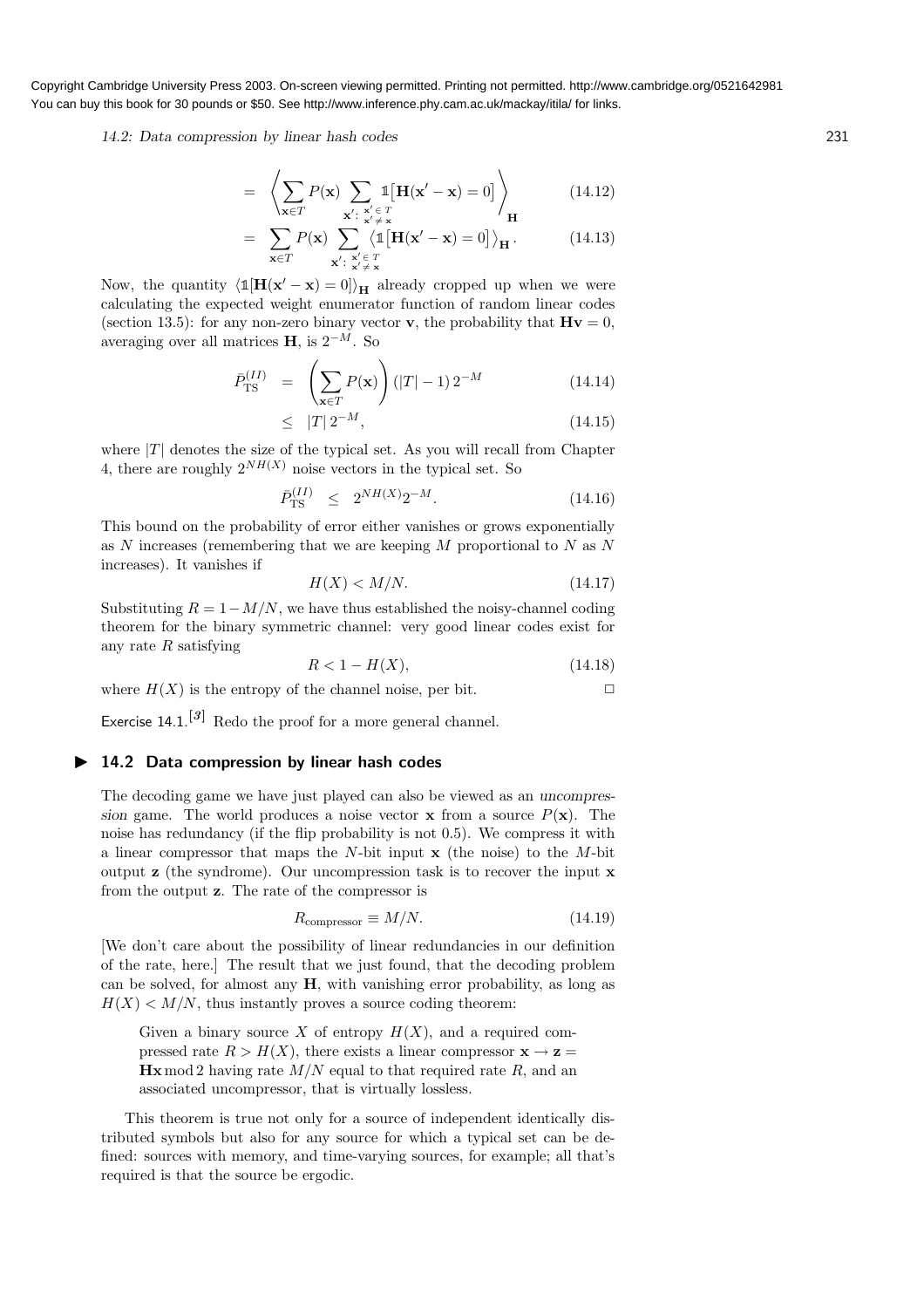$$= \left\langle \sum_{\mathbf{x} \in T} P(\mathbf{x}) \sum_{\substack{\mathbf{x}':\ \mathbf{x}' \in T \\ \mathbf{x}' \neq \mathbf{x}}} \mathbb{1}\big[\mathbf{H}(\mathbf{x}' - \mathbf{x}) = 0\big] \right\rangle_{\mathbf{H}} \tag{14.12}$$

$$= \sum_{\mathbf{x} \in T} P(\mathbf{x}) \sum_{\substack{\mathbf{x}':\ \mathbf{x}' \in T \\ \mathbf{x}' \neq \mathbf{x}}} \big\langle \mathbb{1}\big[\mathbf{H}(\mathbf{x}' - \mathbf{x}) = 0\big] \big\rangle_{\mathbf{H}}. \tag{14.13}$$

Now, the quantity $\langle \mathbb{1}[\mathbf{H}(\mathbf{x}' - \mathbf{x}) = 0] \rangle_{\mathbf{H}}$ already cropped up when we were calculating the expected weight enumerator function of random linear codes (section 13.5): for any non-zero binary vector $\mathbf{v}$, the probability that $\mathbf{H}\mathbf{v} = 0$, averaging over all matrices $\mathbf{H}$, is $2^{-M}$. So

$$\bar{P}_{\mathrm{TS}}^{(II)} = \left( \sum_{\mathbf{x} \in T} P(\mathbf{x}) \right) (|T| - 1)\, 2^{-M} \tag{14.14}$$

$$\leq |T|\, 2^{-M}, \tag{14.15}$$

where $|T|$ denotes the size of the typical set. As you will recall from Chapter 4, there are roughly $2^{NH(X)}$ noise vectors in the typical set. So

$$\bar{P}_{\mathrm{TS}}^{(II)} \leq 2^{NH(X)} 2^{-M}. \tag{14.16}$$

This bound on the probability of error either vanishes or grows exponentially as $N$ increases (remembering that we are keeping $M$ proportional to $N$ as $N$ increases). It vanishes if

$$H(X) < M/N. \tag{14.17}$$

Substituting $R = 1 - M/N$, we have thus established the noisy-channel coding theorem for the binary symmetric channel: very good linear codes exist for any rate $R$ satisfying

$$R < 1 - H(X), \tag{14.18}$$

where $H(X)$ is the entropy of the channel noise, per bit. □

Exercise 14.1.[3] Redo the proof for a more general channel.

## 14.2 Data compression by linear hash codes

The decoding game we have just played can also be viewed as an *uncompression* game. The world produces a noise vector $\mathbf{x}$ from a source $P(\mathbf{x})$. The noise has redundancy (if the flip probability is not 0.5). We compress it with a linear compressor that maps the $N$-bit input $\mathbf{x}$ (the noise) to the $M$-bit output $\mathbf{z}$ (the syndrome). Our uncompression task is to recover the input $\mathbf{x}$ from the output $\mathbf{z}$. The rate of the compressor is

$$R_{\mathrm{compressor}} \equiv M/N. \tag{14.19}$$

[We don't care about the possibility of linear redundancies in our definition of the rate, here.] The result that we just found, that the decoding problem can be solved, for almost any $\mathbf{H}$, with vanishing error probability, as long as $H(X) < M/N$, thus instantly proves a source coding theorem:

> Given a binary source $X$ of entropy $H(X)$, and a required compressed rate $R > H(X)$, there exists a linear compressor $\mathbf{x} \rightarrow \mathbf{z} = \mathbf{H}\mathbf{x} \bmod 2$ having rate $M/N$ equal to that required rate $R$, and an associated uncompressor, that is virtually lossless.

This theorem is true not only for a source of independent identically distributed symbols but also for any source for which a typical set can be defined: sources with memory, and time-varying sources, for example; all that's required is that the source be ergodic.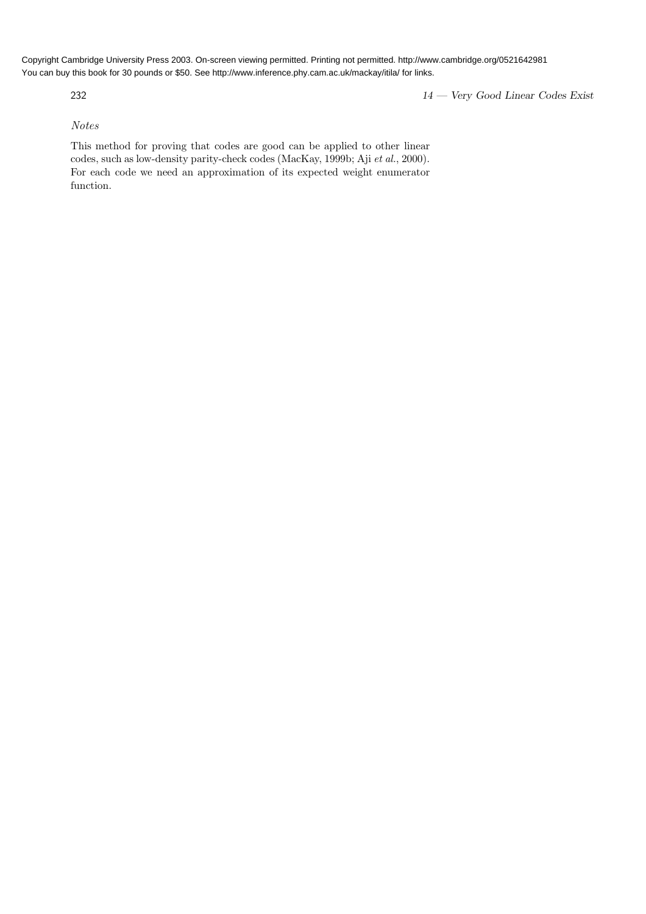*Notes*

This method for proving that codes are good can be applied to other linear codes, such as low-density parity-check codes (MacKay, 1999b; Aji *et al.*, 2000). For each code we need an approximation of its expected weight enumerator function.